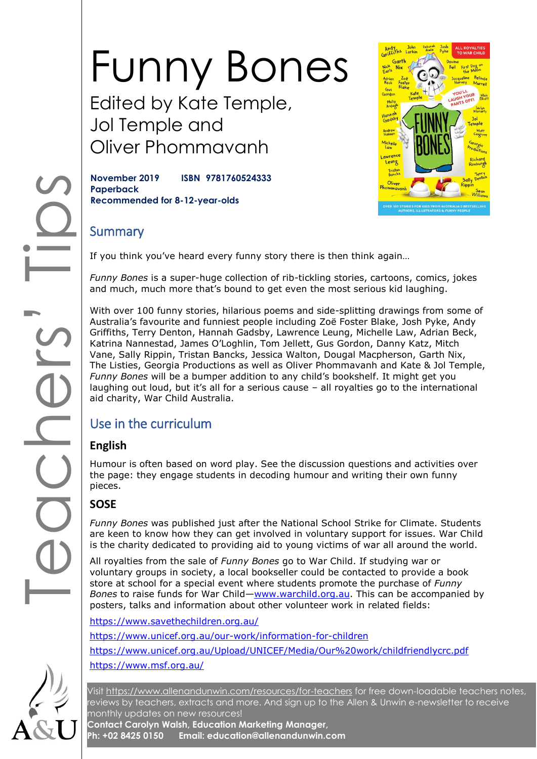# Funny Bones

Edited by Kate Temple, Jol Temple and Oliver Phommavanh

**November 2019    ISBN 9781760524333**
**Paperback**
**Recommended for 8-12-year-olds**

## Summary

If you think you've heard every funny story there is then think again…

*Funny Bones* is a super-huge collection of rib-tickling stories, cartoons, comics, jokes and much, much more that's bound to get even the most serious kid laughing.

With over 100 funny stories, hilarious poems and side-splitting drawings from some of Australia's favourite and funniest people including Zoë Foster Blake, Josh Pyke, Andy Griffiths, Terry Denton, Hannah Gadsby, Lawrence Leung, Michelle Law, Adrian Beck, Katrina Nannestad, James O'Loghlin, Tom Jellett, Gus Gordon, Danny Katz, Mitch Vane, Sally Rippin, Tristan Bancks, Jessica Walton, Dougal Macpherson, Garth Nix, The Listies, Georgia Productions as well as Oliver Phommavanh and Kate & Jol Temple, *Funny Bones* will be a bumper addition to any child's bookshelf. It might get you laughing out loud, but it's all for a serious cause – all royalties go to the international aid charity, War Child Australia.

## Use in the curriculum

### English

Humour is often based on word play. See the discussion questions and activities over the page: they engage students in decoding humour and writing their own funny pieces.

### SOSE

*Funny Bones* was published just after the National School Strike for Climate. Students are keen to know how they can get involved in voluntary support for issues. War Child is the charity dedicated to providing aid to young victims of war all around the world.

All royalties from the sale of *Funny Bones* go to War Child. If studying war or voluntary groups in society, a local bookseller could be contacted to provide a book store at school for a special event where students promote the purchase of *Funny Bones* to raise funds for War Child—www.warchild.org.au. This can be accompanied by posters, talks and information about other volunteer work in related fields:

https://www.savethechildren.org.au/

https://www.unicef.org.au/our-work/information-for-children

https://www.unicef.org.au/Upload/UNICEF/Media/Our%20work/childfriendlycrc.pdf

https://www.msf.org.au/

Visit https://www.allenandunwin.com/resources/for-teachers for free down-loadable teachers notes, reviews by teachers, extracts and more. And sign up to the Allen & Unwin e-newsletter to receive monthly updates on new resources!
**Contact Carolyn Walsh, Education Marketing Manager,**
**Ph: +02 8425 0150    Email: education@allenandunwin.com**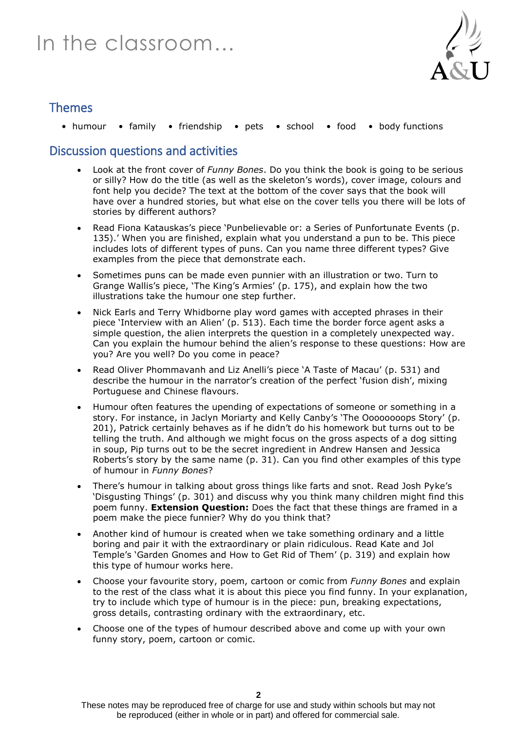# In the classroom...

## Themes

- humour
- family
- friendship
- pets
- school
- food
- body functions

## Discussion questions and activities

- Look at the front cover of *Funny Bones*. Do you think the book is going to be serious or silly? How do the title (as well as the skeleton's words), cover image, colours and font help you decide? The text at the bottom of the cover says that the book will have over a hundred stories, but what else on the cover tells you there will be lots of stories by different authors?
- Read Fiona Katauskas's piece 'Punbelievable or: a Series of Punfortunate Events (p. 135).' When you are finished, explain what you understand a pun to be. This piece includes lots of different types of puns. Can you name three different types? Give examples from the piece that demonstrate each.
- Sometimes puns can be made even punnier with an illustration or two. Turn to Grange Wallis's piece, 'The King's Armies' (p. 175), and explain how the two illustrations take the humour one step further.
- Nick Earls and Terry Whidborne play word games with accepted phrases in their piece 'Interview with an Alien' (p. 513). Each time the border force agent asks a simple question, the alien interprets the question in a completely unexpected way. Can you explain the humour behind the alien's response to these questions: How are you? Are you well? Do you come in peace?
- Read Oliver Phommavanh and Liz Anelli's piece 'A Taste of Macau' (p. 531) and describe the humour in the narrator's creation of the perfect 'fusion dish', mixing Portuguese and Chinese flavours.
- Humour often features the upending of expectations of someone or something in a story. For instance, in Jaclyn Moriarty and Kelly Canby's 'The Oooooooops Story' (p. 201), Patrick certainly behaves as if he didn't do his homework but turns out to be telling the truth. And although we might focus on the gross aspects of a dog sitting in soup, Pip turns out to be the secret ingredient in Andrew Hansen and Jessica Roberts's story by the same name (p. 31). Can you find other examples of this type of humour in *Funny Bones*?
- There's humour in talking about gross things like farts and snot. Read Josh Pyke's 'Disgusting Things' (p. 301) and discuss why you think many children might find this poem funny. **Extension Question:** Does the fact that these things are framed in a poem make the piece funnier? Why do you think that?
- Another kind of humour is created when we take something ordinary and a little boring and pair it with the extraordinary or plain ridiculous. Read Kate and Jol Temple's 'Garden Gnomes and How to Get Rid of Them' (p. 319) and explain how this type of humour works here.
- Choose your favourite story, poem, cartoon or comic from *Funny Bones* and explain to the rest of the class what it is about this piece you find funny. In your explanation, try to include which type of humour is in the piece: pun, breaking expectations, gross details, contrasting ordinary with the extraordinary, etc.
- Choose one of the types of humour described above and come up with your own funny story, poem, cartoon or comic.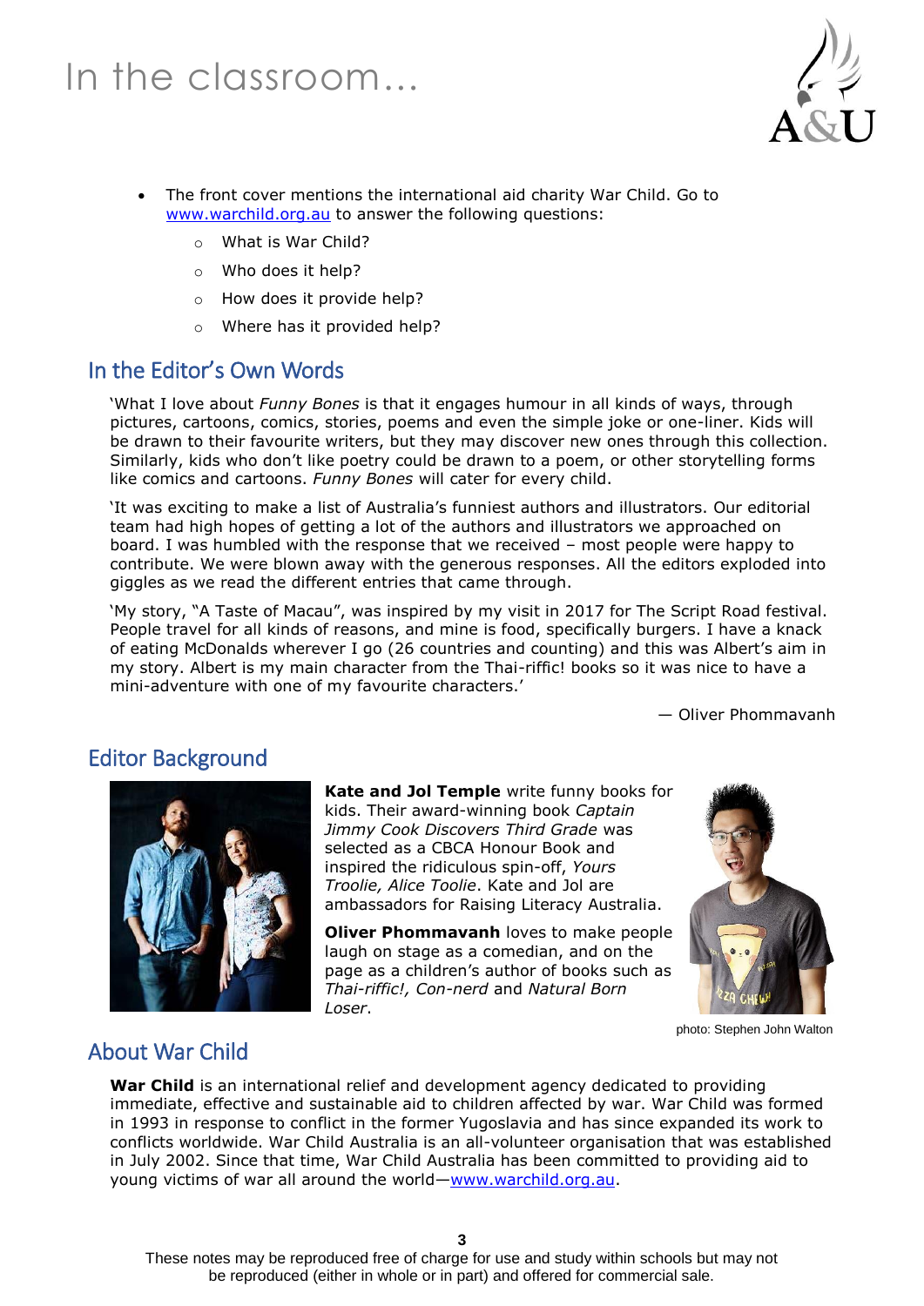# In the classroom…

- The front cover mentions the international aid charity War Child. Go to www.warchild.org.au to answer the following questions:
  - What is War Child?
  - Who does it help?
  - How does it provide help?
  - Where has it provided help?

## In the Editor's Own Words

'What I love about *Funny Bones* is that it engages humour in all kinds of ways, through pictures, cartoons, comics, stories, poems and even the simple joke or one-liner. Kids will be drawn to their favourite writers, but they may discover new ones through this collection. Similarly, kids who don't like poetry could be drawn to a poem, or other storytelling forms like comics and cartoons. *Funny Bones* will cater for every child.

'It was exciting to make a list of Australia's funniest authors and illustrators. Our editorial team had high hopes of getting a lot of the authors and illustrators we approached on board. I was humbled with the response that we received – most people were happy to contribute. We were blown away with the generous responses. All the editors exploded into giggles as we read the different entries that came through.

'My story, "A Taste of Macau", was inspired by my visit in 2017 for The Script Road festival. People travel for all kinds of reasons, and mine is food, specifically burgers. I have a knack of eating McDonalds wherever I go (26 countries and counting) and this was Albert's aim in my story. Albert is my main character from the Thai-riffic! books so it was nice to have a mini-adventure with one of my favourite characters.'

— Oliver Phommavanh

## Editor Background

**Kate and Jol Temple** write funny books for kids. Their award-winning book *Captain Jimmy Cook Discovers Third Grade* was selected as a CBCA Honour Book and inspired the ridiculous spin-off, *Yours Troolie, Alice Toolie*. Kate and Jol are ambassadors for Raising Literacy Australia.

**Oliver Phommavanh** loves to make people laugh on stage as a comedian, and on the page as a children's author of books such as *Thai-riffic!, Con-nerd* and *Natural Born Loser*.

photo: Stephen John Walton

## About War Child

**War Child** is an international relief and development agency dedicated to providing immediate, effective and sustainable aid to children affected by war. War Child was formed in 1993 in response to conflict in the former Yugoslavia and has since expanded its work to conflicts worldwide. War Child Australia is an all-volunteer organisation that was established in July 2002. Since that time, War Child Australia has been committed to providing aid to young victims of war all around the world—www.warchild.org.au.

These notes may be reproduced free of charge for use and study within schools but may not be reproduced (either in whole or in part) and offered for commercial sale.